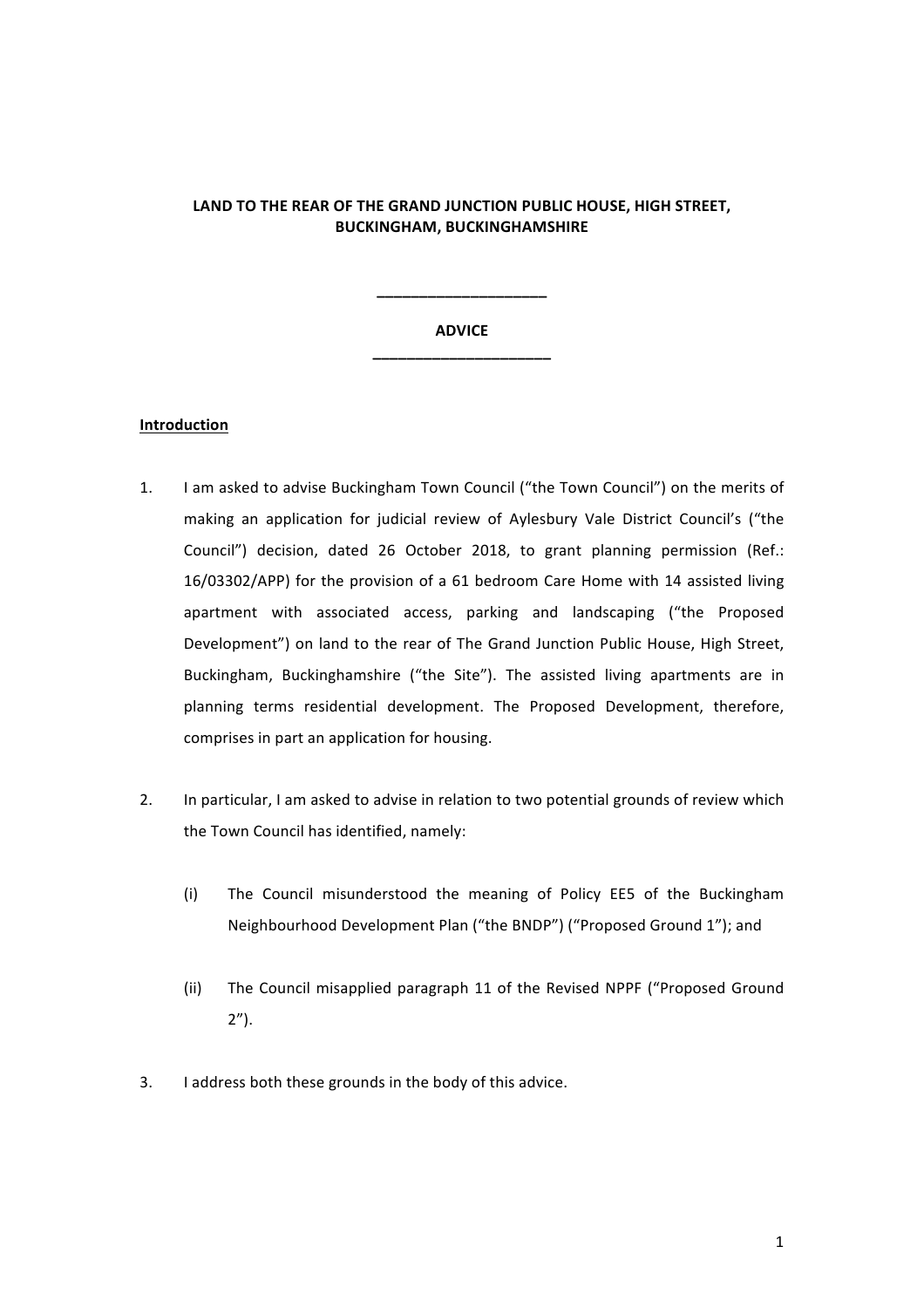**LAND TO THE REAR OF THE GRAND JUNCTION PUBLIC HOUSE, HIGH STREET, BUCKINGHAM, BUCKINGHAMSHIRE**

---

**ADVICE**

---

**Introduction**

1. I am asked to advise Buckingham Town Council ("the Town Council") on the merits of making an application for judicial review of Aylesbury Vale District Council's ("the Council") decision, dated 26 October 2018, to grant planning permission (Ref.: 16/03302/APP) for the provision of a 61 bedroom Care Home with 14 assisted living apartment with associated access, parking and landscaping ("the Proposed Development") on land to the rear of The Grand Junction Public House, High Street, Buckingham, Buckinghamshire ("the Site"). The assisted living apartments are in planning terms residential development. The Proposed Development, therefore, comprises in part an application for housing.

2. In particular, I am asked to advise in relation to two potential grounds of review which the Town Council has identified, namely:

   (i) The Council misunderstood the meaning of Policy EE5 of the Buckingham Neighbourhood Development Plan ("the BNDP") ("Proposed Ground 1"); and

   (ii) The Council misapplied paragraph 11 of the Revised NPPF ("Proposed Ground 2").

3. I address both these grounds in the body of this advice.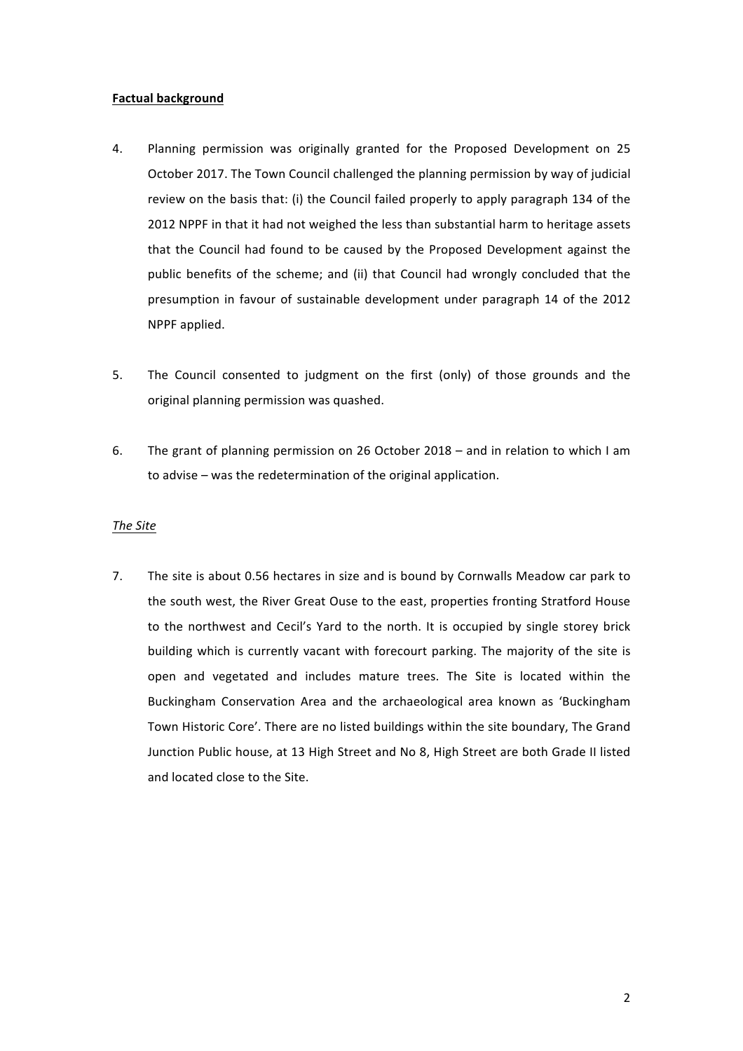**Factual background**

4. Planning permission was originally granted for the Proposed Development on 25 October 2017. The Town Council challenged the planning permission by way of judicial review on the basis that: (i) the Council failed properly to apply paragraph 134 of the 2012 NPPF in that it had not weighed the less than substantial harm to heritage assets that the Council had found to be caused by the Proposed Development against the public benefits of the scheme; and (ii) that Council had wrongly concluded that the presumption in favour of sustainable development under paragraph 14 of the 2012 NPPF applied.

5. The Council consented to judgment on the first (only) of those grounds and the original planning permission was quashed.

6. The grant of planning permission on 26 October 2018 – and in relation to which I am to advise – was the redetermination of the original application.

*The Site*

7. The site is about 0.56 hectares in size and is bound by Cornwalls Meadow car park to the south west, the River Great Ouse to the east, properties fronting Stratford House to the northwest and Cecil's Yard to the north. It is occupied by single storey brick building which is currently vacant with forecourt parking. The majority of the site is open and vegetated and includes mature trees. The Site is located within the Buckingham Conservation Area and the archaeological area known as 'Buckingham Town Historic Core'. There are no listed buildings within the site boundary, The Grand Junction Public house, at 13 High Street and No 8, High Street are both Grade II listed and located close to the Site.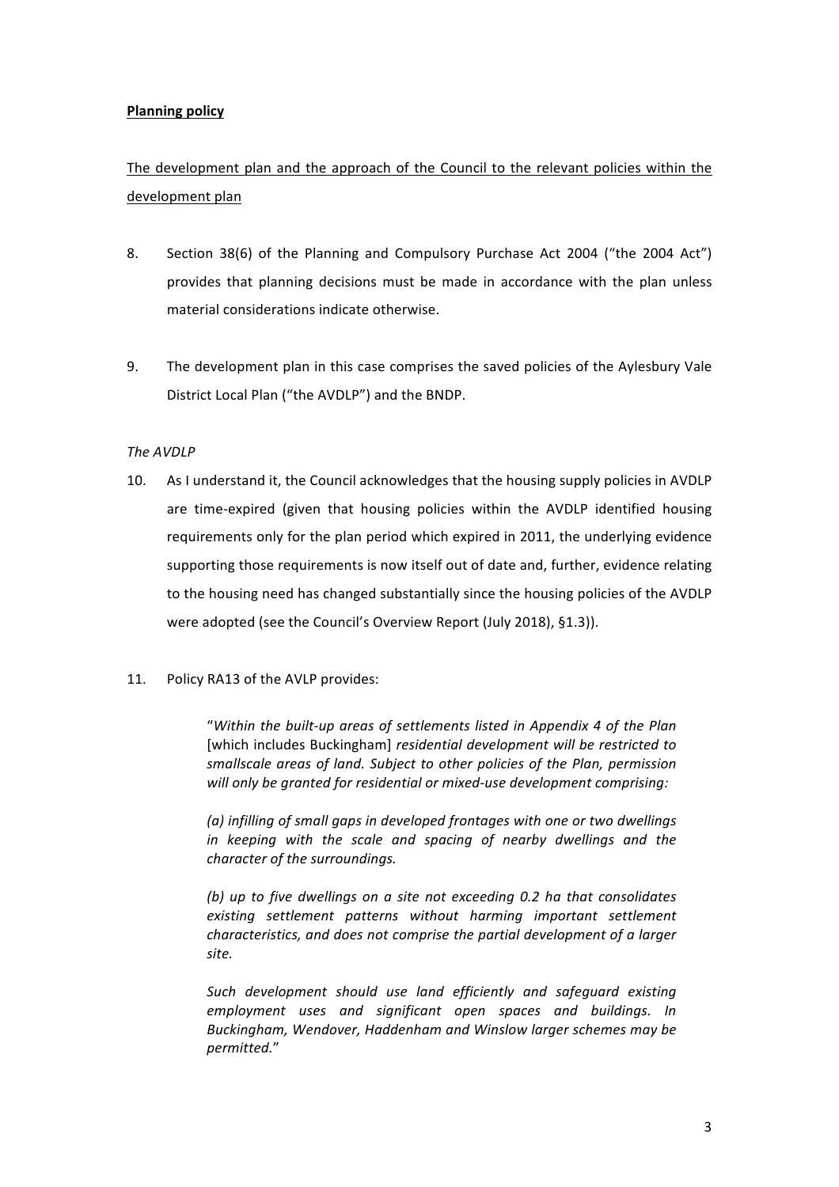**Planning policy**

<u>The development plan and the approach of the Council to the relevant policies within the development plan</u>

8. Section 38(6) of the Planning and Compulsory Purchase Act 2004 ("the 2004 Act") provides that planning decisions must be made in accordance with the plan unless material considerations indicate otherwise.

9. The development plan in this case comprises the saved policies of the Aylesbury Vale District Local Plan ("the AVDLP") and the BNDP.

*The AVDLP*

10. As I understand it, the Council acknowledges that the housing supply policies in AVDLP are time-expired (given that housing policies within the AVDLP identified housing requirements only for the plan period which expired in 2011, the underlying evidence supporting those requirements is now itself out of date and, further, evidence relating to the housing need has changed substantially since the housing policies of the AVDLP were adopted (see the Council's Overview Report (July 2018), §1.3)).

11. Policy RA13 of the AVLP provides:

   > "*Within the built-up areas of settlements listed in Appendix 4 of the Plan* [which includes Buckingham] *residential development will be restricted to smallscale areas of land. Subject to other policies of the Plan, permission will only be granted for residential or mixed-use development comprising:*
   >
   > *(a) infilling of small gaps in developed frontages with one or two dwellings in keeping with the scale and spacing of nearby dwellings and the character of the surroundings.*
   >
   > *(b) up to five dwellings on a site not exceeding 0.2 ha that consolidates existing settlement patterns without harming important settlement characteristics, and does not comprise the partial development of a larger site.*
   >
   > *Such development should use land efficiently and safeguard existing employment uses and significant open spaces and buildings. In Buckingham, Wendover, Haddenham and Winslow larger schemes may be permitted.*"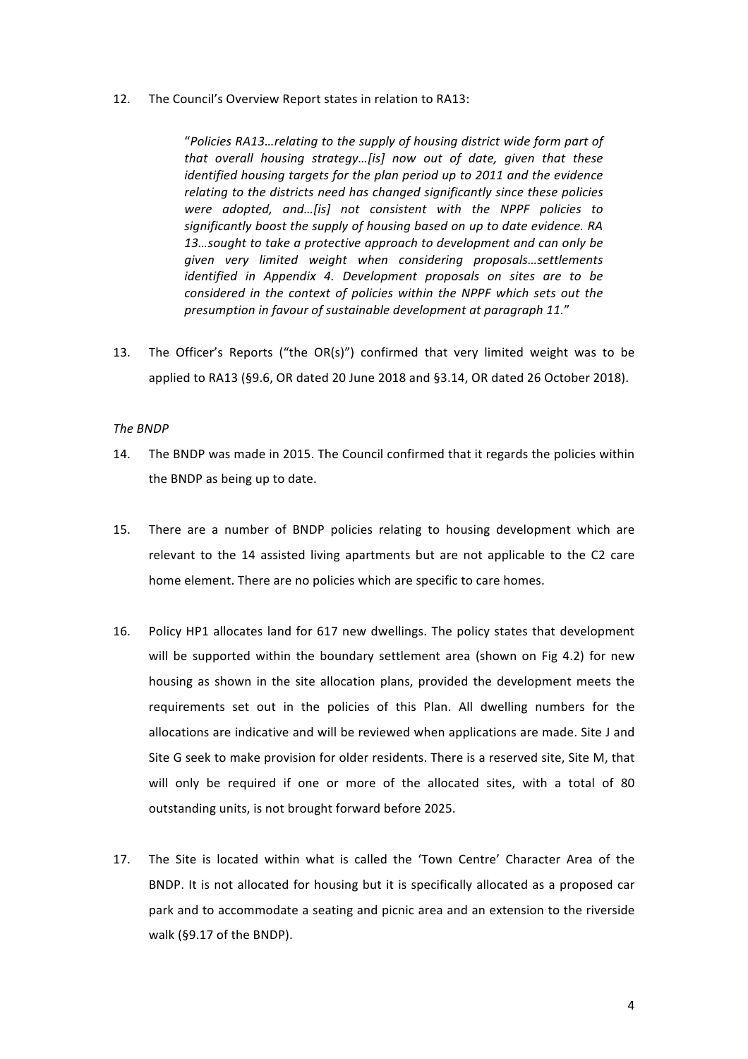12. The Council's Overview Report states in relation to RA13:

> "*Policies RA13…relating to the supply of housing district wide form part of that overall housing strategy…[is] now out of date, given that these identified housing targets for the plan period up to 2011 and the evidence relating to the districts need has changed significantly since these policies were adopted, and…[is] not consistent with the NPPF policies to significantly boost the supply of housing based on up to date evidence. RA 13…sought to take a protective approach to development and can only be given very limited weight when considering proposals…settlements identified in Appendix 4. Development proposals on sites are to be considered in the context of policies within the NPPF which sets out the presumption in favour of sustainable development at paragraph 11.*"

13. The Officer's Reports ("the OR(s)") confirmed that very limited weight was to be applied to RA13 (§9.6, OR dated 20 June 2018 and §3.14, OR dated 26 October 2018).

*The BNDP*

14. The BNDP was made in 2015. The Council confirmed that it regards the policies within the BNDP as being up to date.

15. There are a number of BNDP policies relating to housing development which are relevant to the 14 assisted living apartments but are not applicable to the C2 care home element. There are no policies which are specific to care homes.

16. Policy HP1 allocates land for 617 new dwellings. The policy states that development will be supported within the boundary settlement area (shown on Fig 4.2) for new housing as shown in the site allocation plans, provided the development meets the requirements set out in the policies of this Plan. All dwelling numbers for the allocations are indicative and will be reviewed when applications are made. Site J and Site G seek to make provision for older residents. There is a reserved site, Site M, that will only be required if one or more of the allocated sites, with a total of 80 outstanding units, is not brought forward before 2025.

17. The Site is located within what is called the 'Town Centre' Character Area of the BNDP. It is not allocated for housing but it is specifically allocated as a proposed car park and to accommodate a seating and picnic area and an extension to the riverside walk (§9.17 of the BNDP).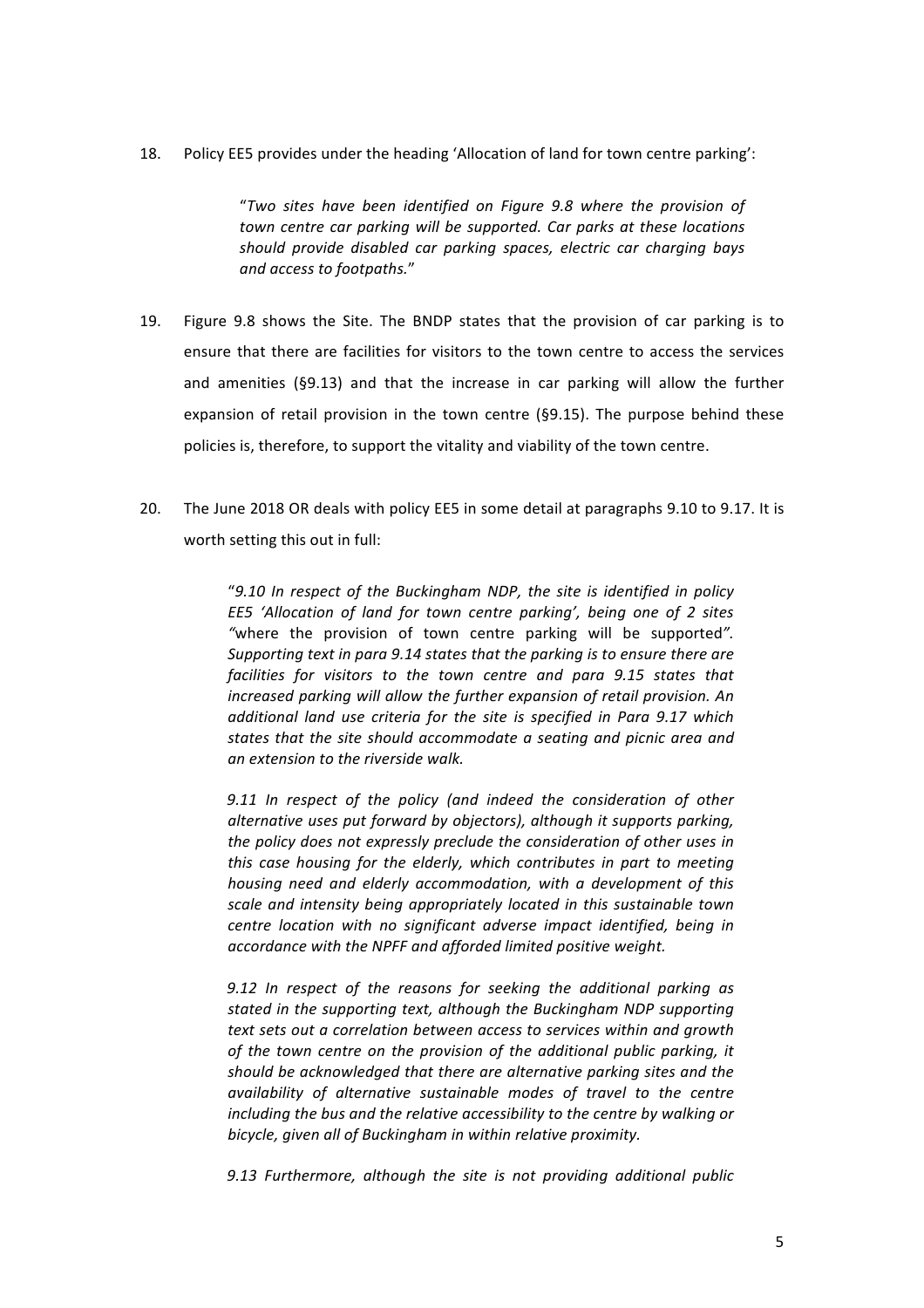18. Policy EE5 provides under the heading 'Allocation of land for town centre parking':

> "*Two sites have been identified on Figure 9.8 where the provision of town centre car parking will be supported. Car parks at these locations should provide disabled car parking spaces, electric car charging bays and access to footpaths.*"

19. Figure 9.8 shows the Site. The BNDP states that the provision of car parking is to ensure that there are facilities for visitors to the town centre to access the services and amenities (§9.13) and that the increase in car parking will allow the further expansion of retail provision in the town centre (§9.15). The purpose behind these policies is, therefore, to support the vitality and viability of the town centre.

20. The June 2018 OR deals with policy EE5 in some detail at paragraphs 9.10 to 9.17. It is worth setting this out in full:

> "*9.10 In respect of the Buckingham NDP, the site is identified in policy EE5 'Allocation of land for town centre parking', being one of 2 sites "*where the provision of town centre parking will be supported*". Supporting text in para 9.14 states that the parking is to ensure there are facilities for visitors to the town centre and para 9.15 states that increased parking will allow the further expansion of retail provision. An additional land use criteria for the site is specified in Para 9.17 which states that the site should accommodate a seating and picnic area and an extension to the riverside walk.*
>
> *9.11 In respect of the policy (and indeed the consideration of other alternative uses put forward by objectors), although it supports parking, the policy does not expressly preclude the consideration of other uses in this case housing for the elderly, which contributes in part to meeting housing need and elderly accommodation, with a development of this scale and intensity being appropriately located in this sustainable town centre location with no significant adverse impact identified, being in accordance with the NPFF and afforded limited positive weight.*
>
> *9.12 In respect of the reasons for seeking the additional parking as stated in the supporting text, although the Buckingham NDP supporting text sets out a correlation between access to services within and growth of the town centre on the provision of the additional public parking, it should be acknowledged that there are alternative parking sites and the availability of alternative sustainable modes of travel to the centre including the bus and the relative accessibility to the centre by walking or bicycle, given all of Buckingham in within relative proximity.*
>
> *9.13 Furthermore, although the site is not providing additional public*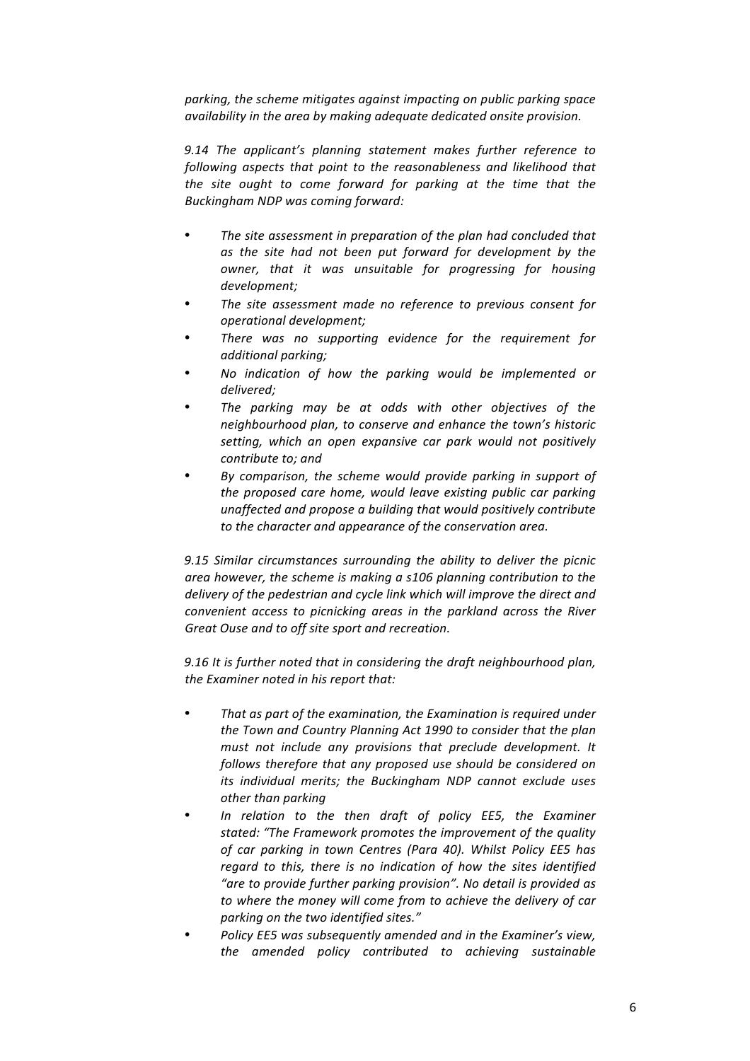*parking, the scheme mitigates against impacting on public parking space availability in the area by making adequate dedicated onsite provision.*

*9.14 The applicant's planning statement makes further reference to following aspects that point to the reasonableness and likelihood that the site ought to come forward for parking at the time that the Buckingham NDP was coming forward:*

- *The site assessment in preparation of the plan had concluded that as the site had not been put forward for development by the owner, that it was unsuitable for progressing for housing development;*
- *The site assessment made no reference to previous consent for operational development;*
- *There was no supporting evidence for the requirement for additional parking;*
- *No indication of how the parking would be implemented or delivered;*
- *The parking may be at odds with other objectives of the neighbourhood plan, to conserve and enhance the town's historic setting, which an open expansive car park would not positively contribute to; and*
- *By comparison, the scheme would provide parking in support of the proposed care home, would leave existing public car parking unaffected and propose a building that would positively contribute to the character and appearance of the conservation area.*

*9.15 Similar circumstances surrounding the ability to deliver the picnic area however, the scheme is making a s106 planning contribution to the delivery of the pedestrian and cycle link which will improve the direct and convenient access to picnicking areas in the parkland across the River Great Ouse and to off site sport and recreation.*

*9.16 It is further noted that in considering the draft neighbourhood plan, the Examiner noted in his report that:*

- *That as part of the examination, the Examination is required under the Town and Country Planning Act 1990 to consider that the plan must not include any provisions that preclude development. It follows therefore that any proposed use should be considered on its individual merits; the Buckingham NDP cannot exclude uses other than parking*
- *In relation to the then draft of policy EE5, the Examiner stated: "The Framework promotes the improvement of the quality of car parking in town Centres (Para 40). Whilst Policy EE5 has regard to this, there is no indication of how the sites identified "are to provide further parking provision". No detail is provided as to where the money will come from to achieve the delivery of car parking on the two identified sites."*
- *Policy EE5 was subsequently amended and in the Examiner's view, the amended policy contributed to achieving sustainable*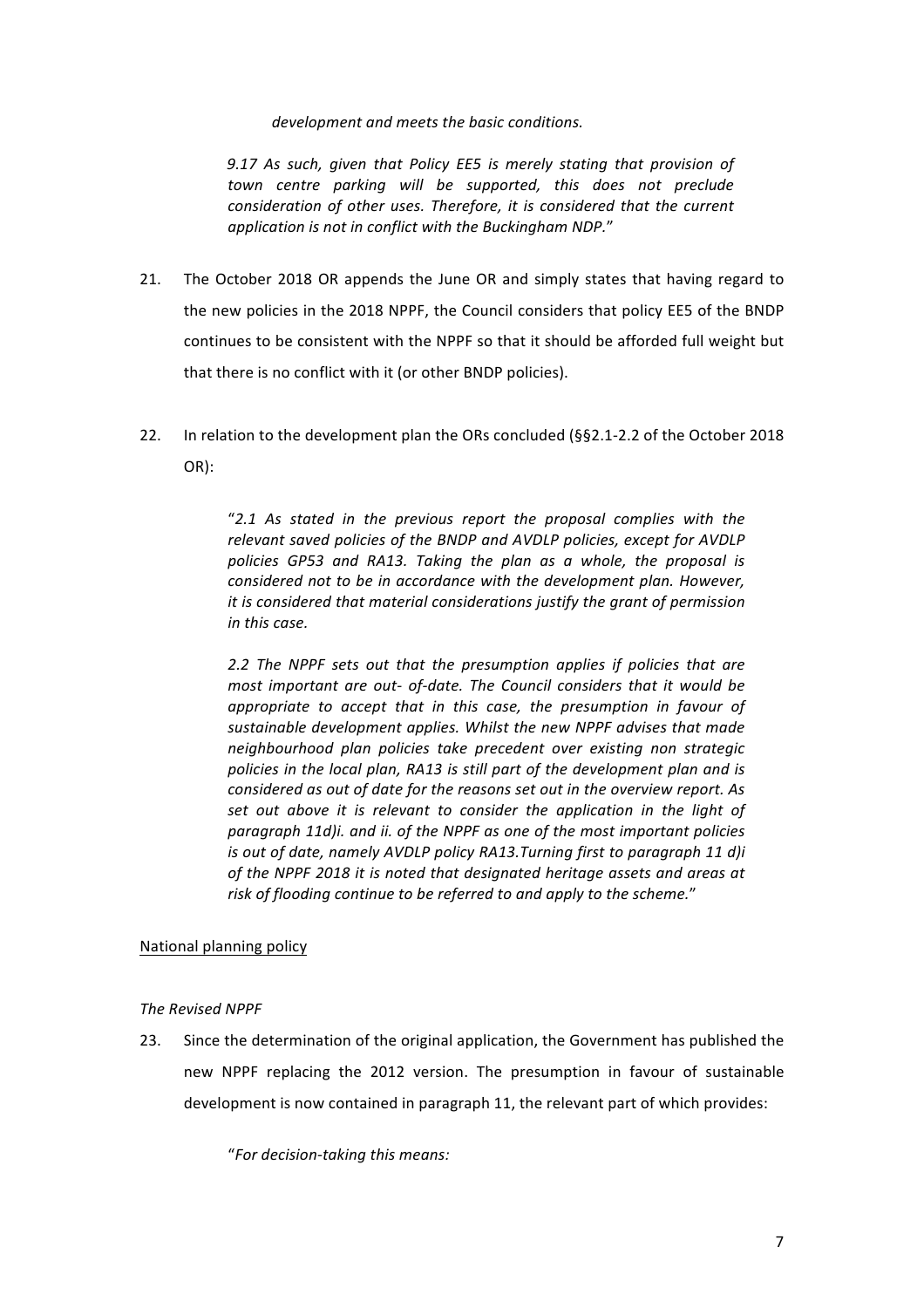*development and meets the basic conditions.*

*9.17 As such, given that Policy EE5 is merely stating that provision of town centre parking will be supported, this does not preclude consideration of other uses. Therefore, it is considered that the current application is not in conflict with the Buckingham NDP.*"

21. The October 2018 OR appends the June OR and simply states that having regard to the new policies in the 2018 NPPF, the Council considers that policy EE5 of the BNDP continues to be consistent with the NPPF so that it should be afforded full weight but that there is no conflict with it (or other BNDP policies).

22. In relation to the development plan the ORs concluded (§§2.1-2.2 of the October 2018 OR):

> "*2.1 As stated in the previous report the proposal complies with the relevant saved policies of the BNDP and AVDLP policies, except for AVDLP policies GP53 and RA13. Taking the plan as a whole, the proposal is considered not to be in accordance with the development plan. However, it is considered that material considerations justify the grant of permission in this case.*
>
> *2.2 The NPPF sets out that the presumption applies if policies that are most important are out- of-date. The Council considers that it would be appropriate to accept that in this case, the presumption in favour of sustainable development applies. Whilst the new NPPF advises that made neighbourhood plan policies take precedent over existing non strategic policies in the local plan, RA13 is still part of the development plan and is considered as out of date for the reasons set out in the overview report. As set out above it is relevant to consider the application in the light of paragraph 11d)i. and ii. of the NPPF as one of the most important policies is out of date, namely AVDLP policy RA13.Turning first to paragraph 11 d)i of the NPPF 2018 it is noted that designated heritage assets and areas at risk of flooding continue to be referred to and apply to the scheme.*"

<u>National planning policy</u>

*The Revised NPPF*

23. Since the determination of the original application, the Government has published the new NPPF replacing the 2012 version. The presumption in favour of sustainable development is now contained in paragraph 11, the relevant part of which provides:

> "*For decision-taking this means:*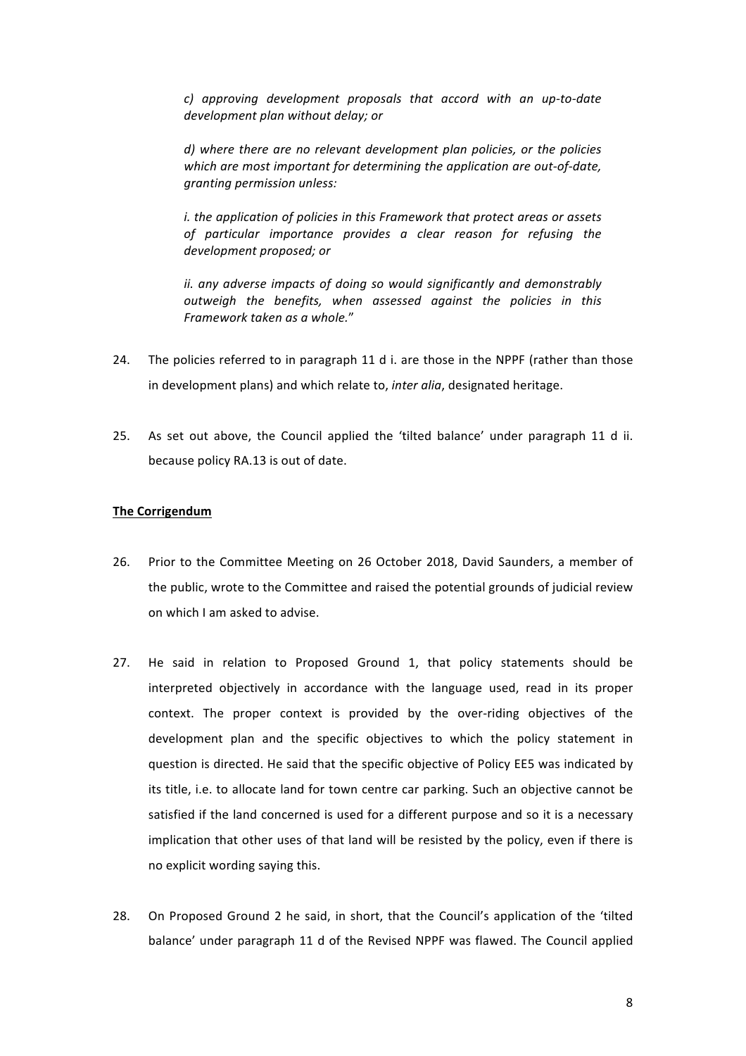*c) approving development proposals that accord with an up-to-date development plan without delay; or*

*d) where there are no relevant development plan policies, or the policies which are most important for determining the application are out-of-date, granting permission unless:*

*i. the application of policies in this Framework that protect areas or assets of particular importance provides a clear reason for refusing the development proposed; or*

*ii. any adverse impacts of doing so would significantly and demonstrably outweigh the benefits, when assessed against the policies in this Framework taken as a whole.*"

24. The policies referred to in paragraph 11 d i. are those in the NPPF (rather than those in development plans) and which relate to, *inter alia*, designated heritage.

25. As set out above, the Council applied the 'tilted balance' under paragraph 11 d ii. because policy RA.13 is out of date.

**<u>The Corrigendum</u>**

26. Prior to the Committee Meeting on 26 October 2018, David Saunders, a member of the public, wrote to the Committee and raised the potential grounds of judicial review on which I am asked to advise.

27. He said in relation to Proposed Ground 1, that policy statements should be interpreted objectively in accordance with the language used, read in its proper context. The proper context is provided by the over-riding objectives of the development plan and the specific objectives to which the policy statement in question is directed. He said that the specific objective of Policy EE5 was indicated by its title, i.e. to allocate land for town centre car parking. Such an objective cannot be satisfied if the land concerned is used for a different purpose and so it is a necessary implication that other uses of that land will be resisted by the policy, even if there is no explicit wording saying this.

28. On Proposed Ground 2 he said, in short, that the Council's application of the 'tilted balance' under paragraph 11 d of the Revised NPPF was flawed. The Council applied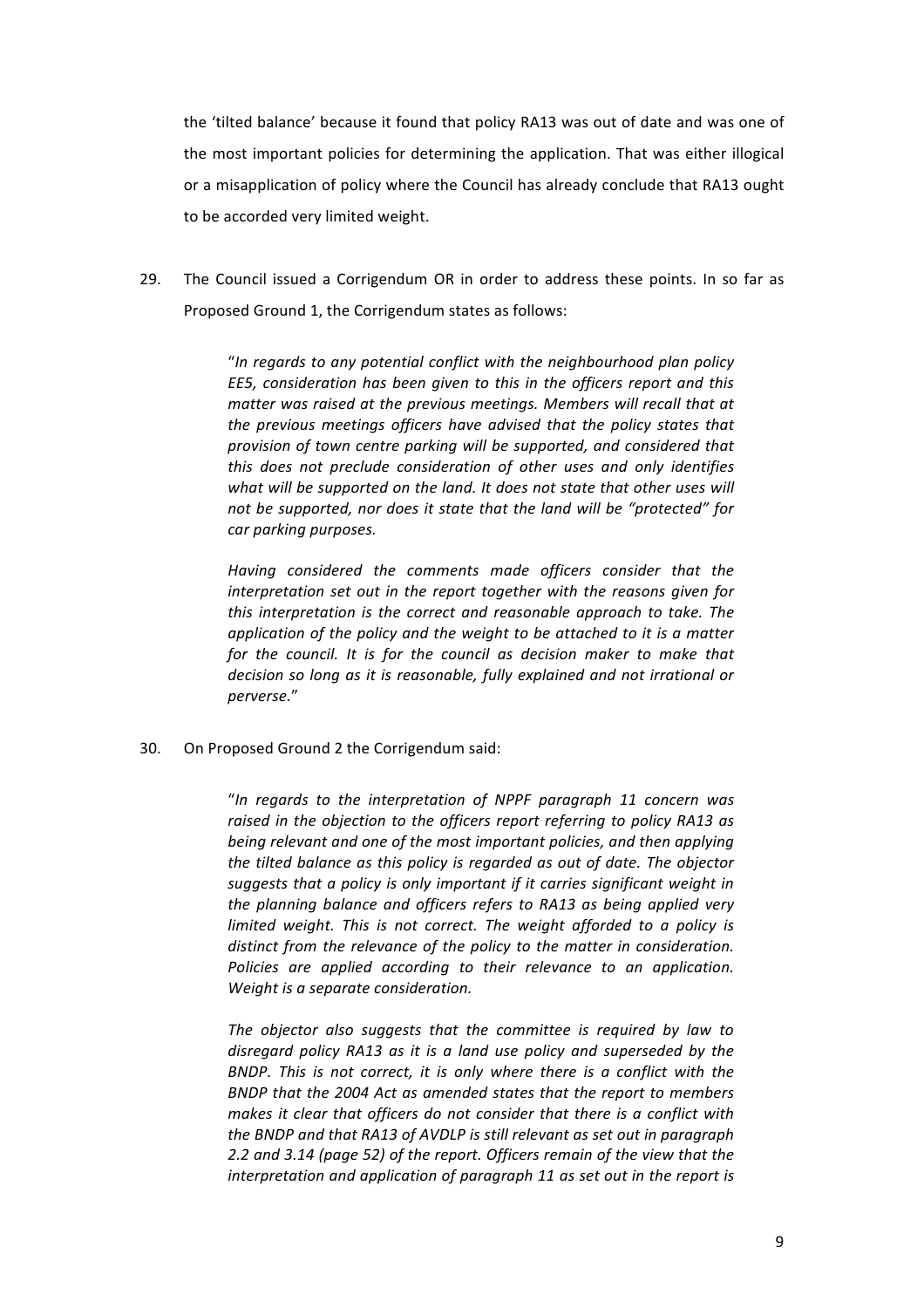the 'tilted balance' because it found that policy RA13 was out of date and was one of the most important policies for determining the application. That was either illogical or a misapplication of policy where the Council has already conclude that RA13 ought to be accorded very limited weight.

29. The Council issued a Corrigendum OR in order to address these points. In so far as Proposed Ground 1, the Corrigendum states as follows:

> "*In regards to any potential conflict with the neighbourhood plan policy EE5, consideration has been given to this in the officers report and this matter was raised at the previous meetings. Members will recall that at the previous meetings officers have advised that the policy states that provision of town centre parking will be supported, and considered that this does not preclude consideration of other uses and only identifies what will be supported on the land. It does not state that other uses will not be supported, nor does it state that the land will be "protected" for car parking purposes.*
>
> *Having considered the comments made officers consider that the interpretation set out in the report together with the reasons given for this interpretation is the correct and reasonable approach to take. The application of the policy and the weight to be attached to it is a matter for the council. It is for the council as decision maker to make that decision so long as it is reasonable, fully explained and not irrational or perverse.*"

30. On Proposed Ground 2 the Corrigendum said:

> "*In regards to the interpretation of NPPF paragraph 11 concern was raised in the objection to the officers report referring to policy RA13 as being relevant and one of the most important policies, and then applying the tilted balance as this policy is regarded as out of date. The objector suggests that a policy is only important if it carries significant weight in the planning balance and officers refers to RA13 as being applied very limited weight. This is not correct. The weight afforded to a policy is distinct from the relevance of the policy to the matter in consideration. Policies are applied according to their relevance to an application. Weight is a separate consideration.*
>
> *The objector also suggests that the committee is required by law to disregard policy RA13 as it is a land use policy and superseded by the BNDP. This is not correct, it is only where there is a conflict with the BNDP that the 2004 Act as amended states that the report to members makes it clear that officers do not consider that there is a conflict with the BNDP and that RA13 of AVDLP is still relevant as set out in paragraph 2.2 and 3.14 (page 52) of the report. Officers remain of the view that the interpretation and application of paragraph 11 as set out in the report is*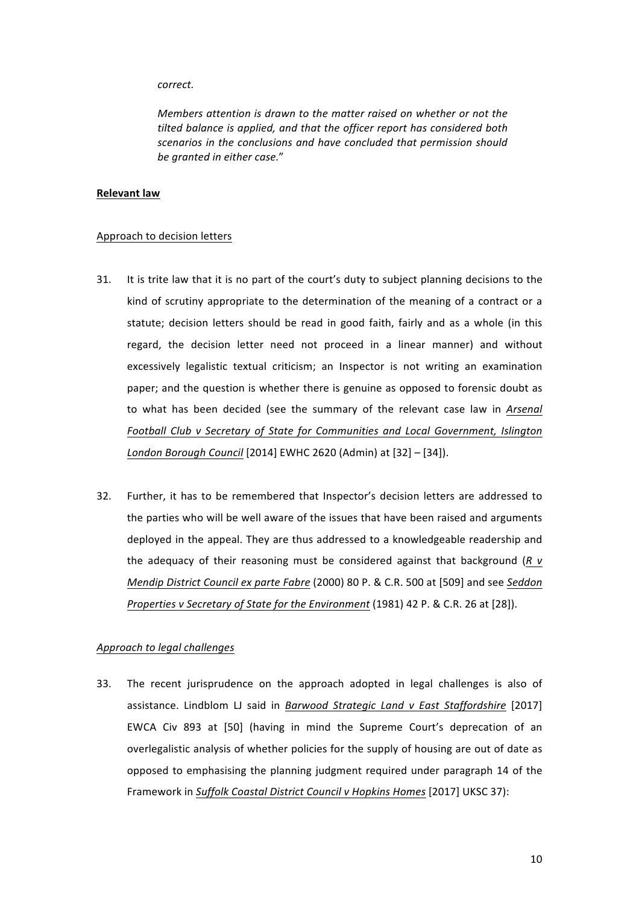*correct.*

*Members attention is drawn to the matter raised on whether or not the tilted balance is applied, and that the officer report has considered both scenarios in the conclusions and have concluded that permission should be granted in either case.*"

**<u>Relevant law</u>**

<u>Approach to decision letters</u>

31. It is trite law that it is no part of the court's duty to subject planning decisions to the kind of scrutiny appropriate to the determination of the meaning of a contract or a statute; decision letters should be read in good faith, fairly and as a whole (in this regard, the decision letter need not proceed in a linear manner) and without excessively legalistic textual criticism; an Inspector is not writing an examination paper; and the question is whether there is genuine as opposed to forensic doubt as to what has been decided (see the summary of the relevant case law in ***<u>Arsenal Football Club v Secretary of State for Communities and Local Government, Islington London Borough Council</u>*** [2014] EWHC 2620 (Admin) at [32] – [34]).

32. Further, it has to be remembered that Inspector's decision letters are addressed to the parties who will be well aware of the issues that have been raised and arguments deployed in the appeal. They are thus addressed to a knowledgeable readership and the adequacy of their reasoning must be considered against that background (***<u>R v Mendip District Council ex parte Fabre</u>*** (2000) 80 P. & C.R. 500 at [509] and see ***<u>Seddon Properties v Secretary of State for the Environment</u>*** (1981) 42 P. & C.R. 26 at [28]).

*<u>Approach to legal challenges</u>*

33. The recent jurisprudence on the approach adopted in legal challenges is also of assistance. Lindblom LJ said in ***<u>Barwood Strategic Land v East Staffordshire</u>*** [2017] EWCA Civ 893 at [50] (having in mind the Supreme Court's deprecation of an overlegalistic analysis of whether policies for the supply of housing are out of date as opposed to emphasising the planning judgment required under paragraph 14 of the Framework in ***<u>Suffolk Coastal District Council v Hopkins Homes</u>*** [2017] UKSC 37):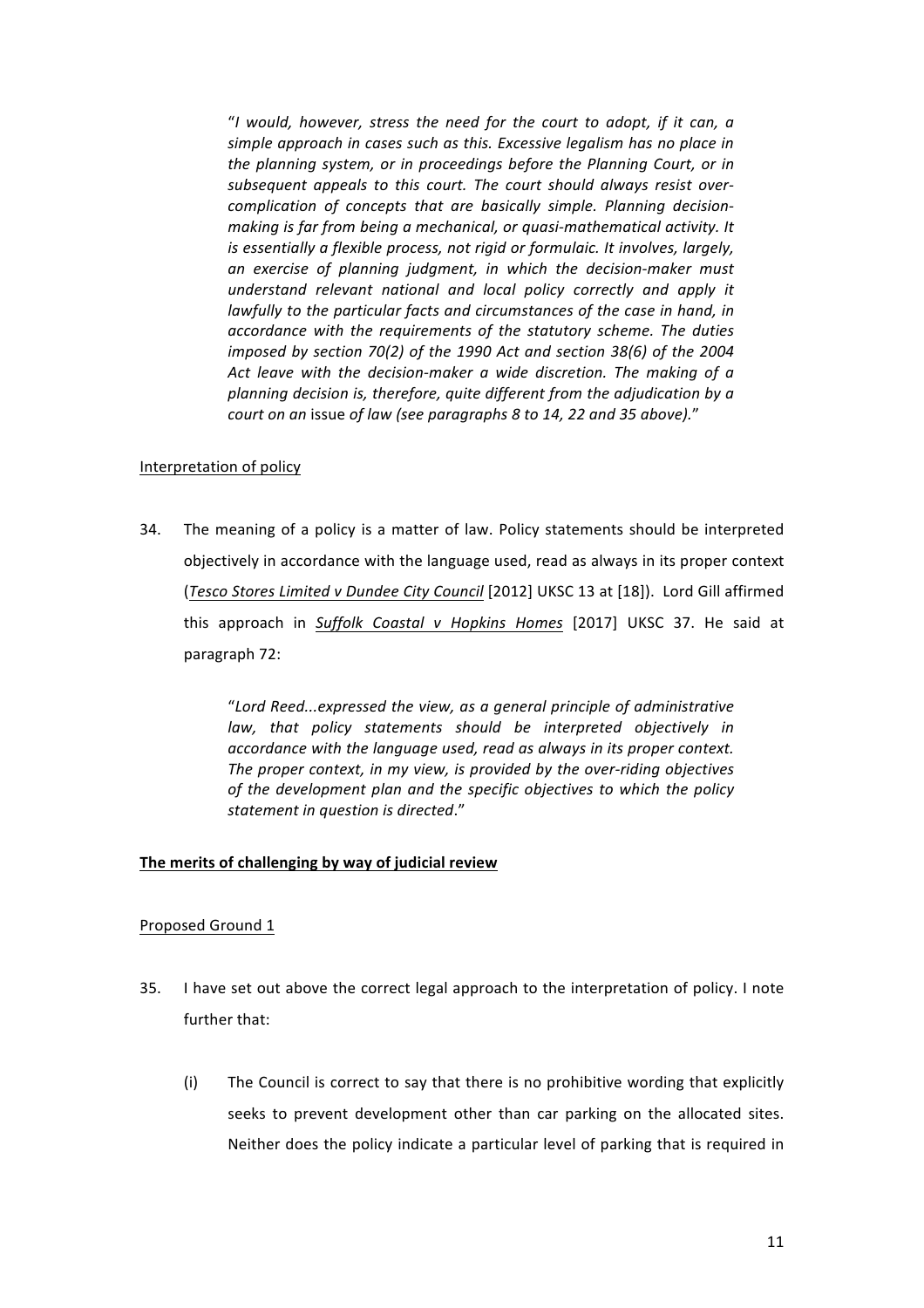> "*I would, however, stress the need for the court to adopt, if it can, a simple approach in cases such as this. Excessive legalism has no place in the planning system, or in proceedings before the Planning Court, or in subsequent appeals to this court. The court should always resist over-complication of concepts that are basically simple. Planning decision-making is far from being a mechanical, or quasi-mathematical activity. It is essentially a flexible process, not rigid or formulaic. It involves, largely, an exercise of planning judgment, in which the decision-maker must understand relevant national and local policy correctly and apply it lawfully to the particular facts and circumstances of the case in hand, in accordance with the requirements of the statutory scheme. The duties imposed by section 70(2) of the 1990 Act and section 38(6) of the 2004 Act leave with the decision-maker a wide discretion. The making of a planning decision is, therefore, quite different from the adjudication by a court on an* issue *of law (see paragraphs 8 to 14, 22 and 35 above).*"

<u>Interpretation of policy</u>

34. The meaning of a policy is a matter of law. Policy statements should be interpreted objectively in accordance with the language used, read as always in its proper context (*<u>Tesco Stores Limited v Dundee City Council</u>* [2012] UKSC 13 at [18]). Lord Gill affirmed this approach in *<u>Suffolk Coastal v Hopkins Homes</u>* [2017] UKSC 37. He said at paragraph 72:

> "*Lord Reed...expressed the view, as a general principle of administrative law, that policy statements should be interpreted objectively in accordance with the language used, read as always in its proper context. The proper context, in my view, is provided by the over-riding objectives of the development plan and the specific objectives to which the policy statement in question is directed*."

**<u>The merits of challenging by way of judicial review</u>**

<u>Proposed Ground 1</u>

35. I have set out above the correct legal approach to the interpretation of policy. I note further that:

    (i) The Council is correct to say that there is no prohibitive wording that explicitly seeks to prevent development other than car parking on the allocated sites. Neither does the policy indicate a particular level of parking that is required in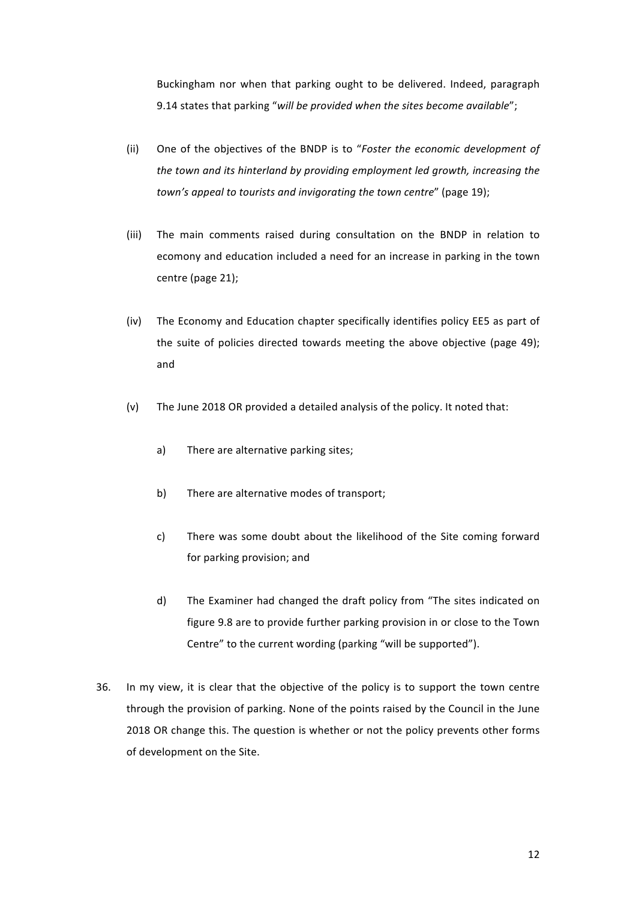Buckingham nor when that parking ought to be delivered. Indeed, paragraph 9.14 states that parking "*will be provided when the sites become available*";

(ii) One of the objectives of the BNDP is to "*Foster the economic development of the town and its hinterland by providing employment led growth, increasing the town's appeal to tourists and invigorating the town centre*" (page 19);

(iii) The main comments raised during consultation on the BNDP in relation to ecomony and education included a need for an increase in parking in the town centre (page 21);

(iv) The Economy and Education chapter specifically identifies policy EE5 as part of the suite of policies directed towards meeting the above objective (page 49); and

(v) The June 2018 OR provided a detailed analysis of the policy. It noted that:

   a) There are alternative parking sites;

   b) There are alternative modes of transport;

   c) There was some doubt about the likelihood of the Site coming forward for parking provision; and

   d) The Examiner had changed the draft policy from "The sites indicated on figure 9.8 are to provide further parking provision in or close to the Town Centre" to the current wording (parking "will be supported").

36. In my view, it is clear that the objective of the policy is to support the town centre through the provision of parking. None of the points raised by the Council in the June 2018 OR change this. The question is whether or not the policy prevents other forms of development on the Site.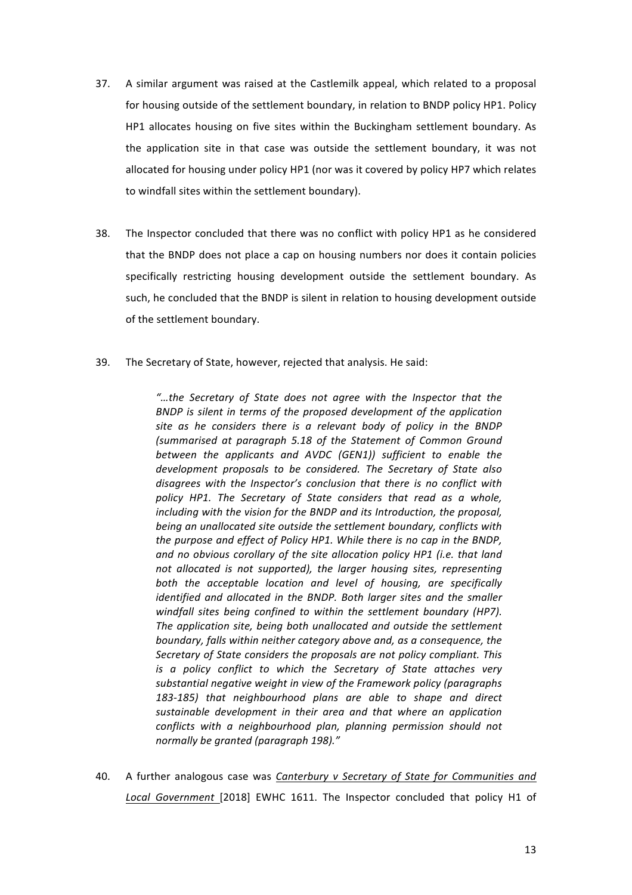37. A similar argument was raised at the Castlemilk appeal, which related to a proposal for housing outside of the settlement boundary, in relation to BNDP policy HP1. Policy HP1 allocates housing on five sites within the Buckingham settlement boundary. As the application site in that case was outside the settlement boundary, it was not allocated for housing under policy HP1 (nor was it covered by policy HP7 which relates to windfall sites within the settlement boundary).

38. The Inspector concluded that there was no conflict with policy HP1 as he considered that the BNDP does not place a cap on housing numbers nor does it contain policies specifically restricting housing development outside the settlement boundary. As such, he concluded that the BNDP is silent in relation to housing development outside of the settlement boundary.

39. The Secretary of State, however, rejected that analysis. He said:

> *"…the Secretary of State does not agree with the Inspector that the BNDP is silent in terms of the proposed development of the application site as he considers there is a relevant body of policy in the BNDP (summarised at paragraph 5.18 of the Statement of Common Ground between the applicants and AVDC (GEN1)) sufficient to enable the development proposals to be considered. The Secretary of State also disagrees with the Inspector's conclusion that there is no conflict with policy HP1. The Secretary of State considers that read as a whole, including with the vision for the BNDP and its Introduction, the proposal, being an unallocated site outside the settlement boundary, conflicts with the purpose and effect of Policy HP1. While there is no cap in the BNDP, and no obvious corollary of the site allocation policy HP1 (i.e. that land not allocated is not supported), the larger housing sites, representing both the acceptable location and level of housing, are specifically identified and allocated in the BNDP. Both larger sites and the smaller windfall sites being confined to within the settlement boundary (HP7). The application site, being both unallocated and outside the settlement boundary, falls within neither category above and, as a consequence, the Secretary of State considers the proposals are not policy compliant. This is a policy conflict to which the Secretary of State attaches very substantial negative weight in view of the Framework policy (paragraphs 183-185) that neighbourhood plans are able to shape and direct sustainable development in their area and that where an application conflicts with a neighbourhood plan, planning permission should not normally be granted (paragraph 198)."*

40. A further analogous case was *Canterbury v Secretary of State for Communities and Local Government* [2018] EWHC 1611. The Inspector concluded that policy H1 of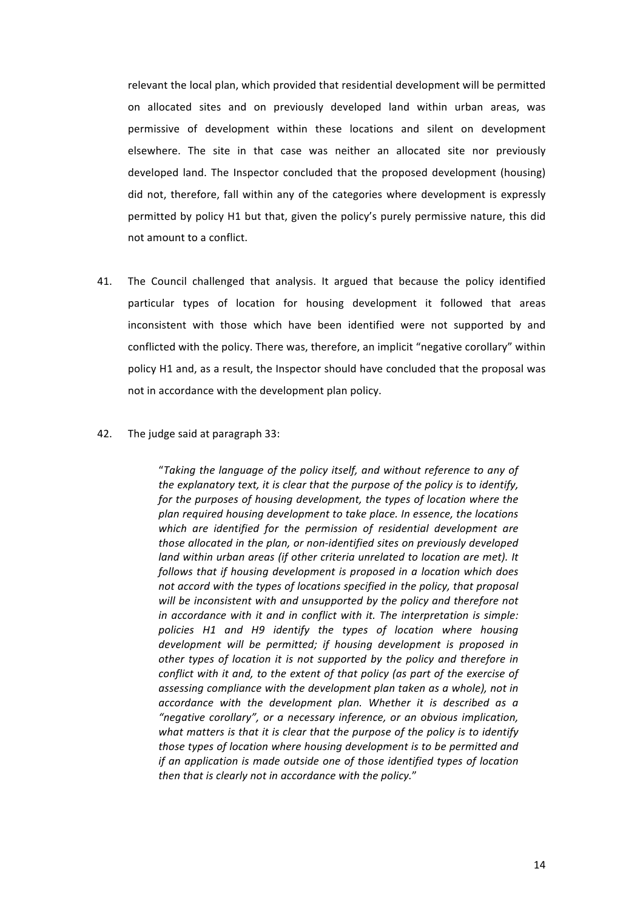relevant the local plan, which provided that residential development will be permitted on allocated sites and on previously developed land within urban areas, was permissive of development within these locations and silent on development elsewhere. The site in that case was neither an allocated site nor previously developed land. The Inspector concluded that the proposed development (housing) did not, therefore, fall within any of the categories where development is expressly permitted by policy H1 but that, given the policy's purely permissive nature, this did not amount to a conflict.

41. The Council challenged that analysis. It argued that because the policy identified particular types of location for housing development it followed that areas inconsistent with those which have been identified were not supported by and conflicted with the policy. There was, therefore, an implicit "negative corollary" within policy H1 and, as a result, the Inspector should have concluded that the proposal was not in accordance with the development plan policy.

42. The judge said at paragraph 33:

> "*Taking the language of the policy itself, and without reference to any of the explanatory text, it is clear that the purpose of the policy is to identify, for the purposes of housing development, the types of location where the plan required housing development to take place. In essence, the locations which are identified for the permission of residential development are those allocated in the plan, or non-identified sites on previously developed land within urban areas (if other criteria unrelated to location are met). It follows that if housing development is proposed in a location which does not accord with the types of locations specified in the policy, that proposal will be inconsistent with and unsupported by the policy and therefore not in accordance with it and in conflict with it. The interpretation is simple: policies H1 and H9 identify the types of location where housing development will be permitted; if housing development is proposed in other types of location it is not supported by the policy and therefore in conflict with it and, to the extent of that policy (as part of the exercise of assessing compliance with the development plan taken as a whole), not in accordance with the development plan. Whether it is described as a "negative corollary", or a necessary inference, or an obvious implication, what matters is that it is clear that the purpose of the policy is to identify those types of location where housing development is to be permitted and if an application is made outside one of those identified types of location then that is clearly not in accordance with the policy.*"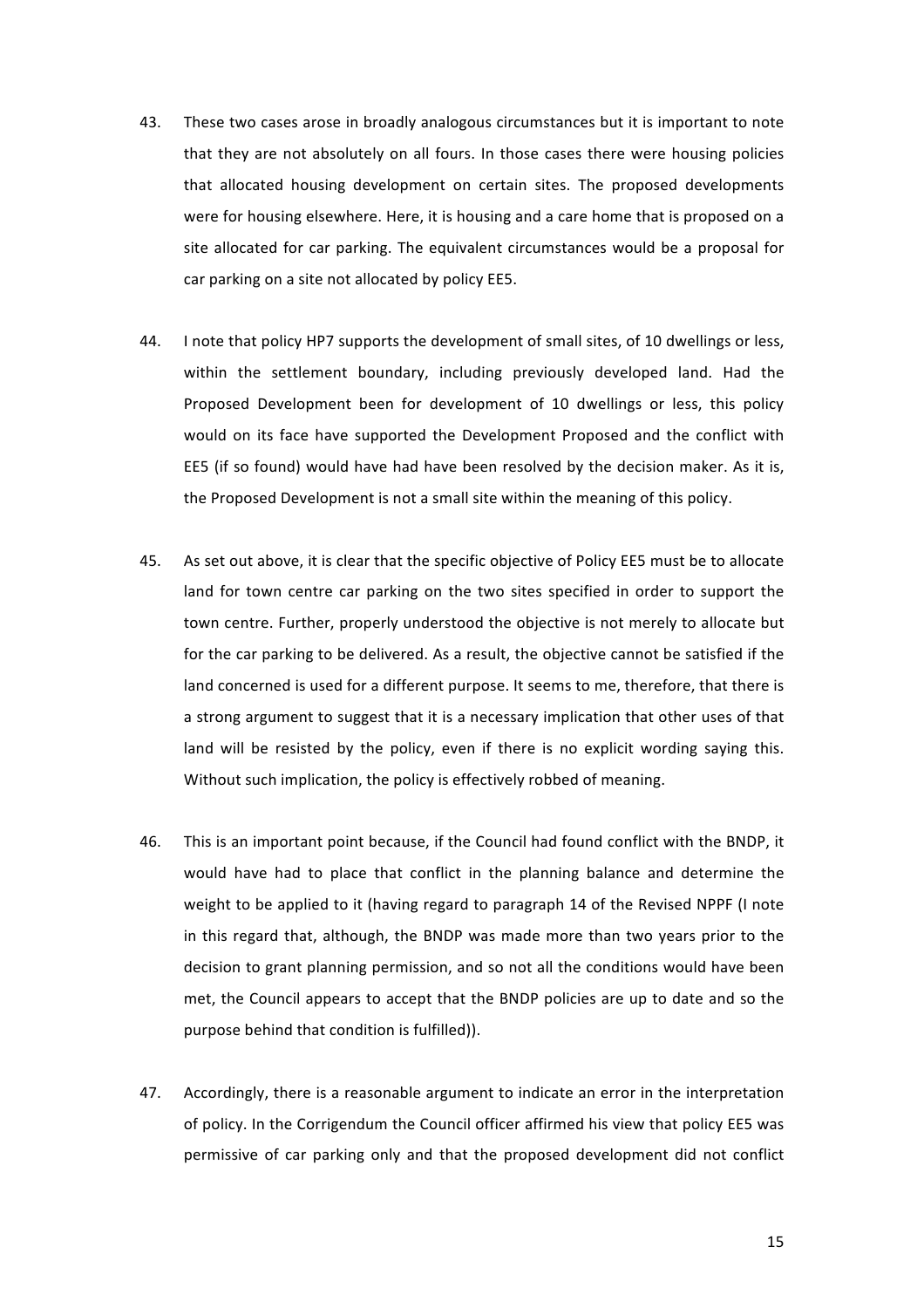43. These two cases arose in broadly analogous circumstances but it is important to note that they are not absolutely on all fours. In those cases there were housing policies that allocated housing development on certain sites. The proposed developments were for housing elsewhere. Here, it is housing and a care home that is proposed on a site allocated for car parking. The equivalent circumstances would be a proposal for car parking on a site not allocated by policy EE5.

44. I note that policy HP7 supports the development of small sites, of 10 dwellings or less, within the settlement boundary, including previously developed land. Had the Proposed Development been for development of 10 dwellings or less, this policy would on its face have supported the Development Proposed and the conflict with EE5 (if so found) would have had have been resolved by the decision maker. As it is, the Proposed Development is not a small site within the meaning of this policy.

45. As set out above, it is clear that the specific objective of Policy EE5 must be to allocate land for town centre car parking on the two sites specified in order to support the town centre. Further, properly understood the objective is not merely to allocate but for the car parking to be delivered. As a result, the objective cannot be satisfied if the land concerned is used for a different purpose. It seems to me, therefore, that there is a strong argument to suggest that it is a necessary implication that other uses of that land will be resisted by the policy, even if there is no explicit wording saying this. Without such implication, the policy is effectively robbed of meaning.

46. This is an important point because, if the Council had found conflict with the BNDP, it would have had to place that conflict in the planning balance and determine the weight to be applied to it (having regard to paragraph 14 of the Revised NPPF (I note in this regard that, although, the BNDP was made more than two years prior to the decision to grant planning permission, and so not all the conditions would have been met, the Council appears to accept that the BNDP policies are up to date and so the purpose behind that condition is fulfilled)).

47. Accordingly, there is a reasonable argument to indicate an error in the interpretation of policy. In the Corrigendum the Council officer affirmed his view that policy EE5 was permissive of car parking only and that the proposed development did not conflict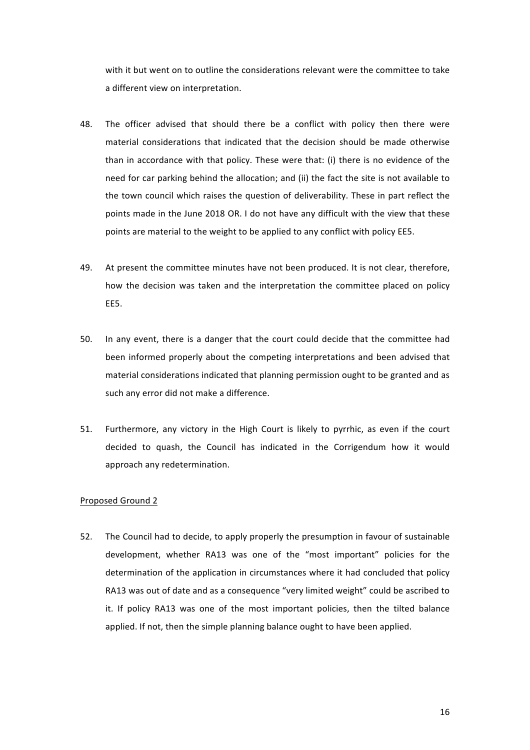with it but went on to outline the considerations relevant were the committee to take a different view on interpretation.

48. The officer advised that should there be a conflict with policy then there were material considerations that indicated that the decision should be made otherwise than in accordance with that policy. These were that: (i) there is no evidence of the need for car parking behind the allocation; and (ii) the fact the site is not available to the town council which raises the question of deliverability. These in part reflect the points made in the June 2018 OR. I do not have any difficult with the view that these points are material to the weight to be applied to any conflict with policy EE5.

49. At present the committee minutes have not been produced. It is not clear, therefore, how the decision was taken and the interpretation the committee placed on policy EE5.

50. In any event, there is a danger that the court could decide that the committee had been informed properly about the competing interpretations and been advised that material considerations indicated that planning permission ought to be granted and as such any error did not make a difference.

51. Furthermore, any victory in the High Court is likely to pyrrhic, as even if the court decided to quash, the Council has indicated in the Corrigendum how it would approach any redetermination.

Proposed Ground 2

52. The Council had to decide, to apply properly the presumption in favour of sustainable development, whether RA13 was one of the "most important" policies for the determination of the application in circumstances where it had concluded that policy RA13 was out of date and as a consequence "very limited weight" could be ascribed to it. If policy RA13 was one of the most important policies, then the tilted balance applied. If not, then the simple planning balance ought to have been applied.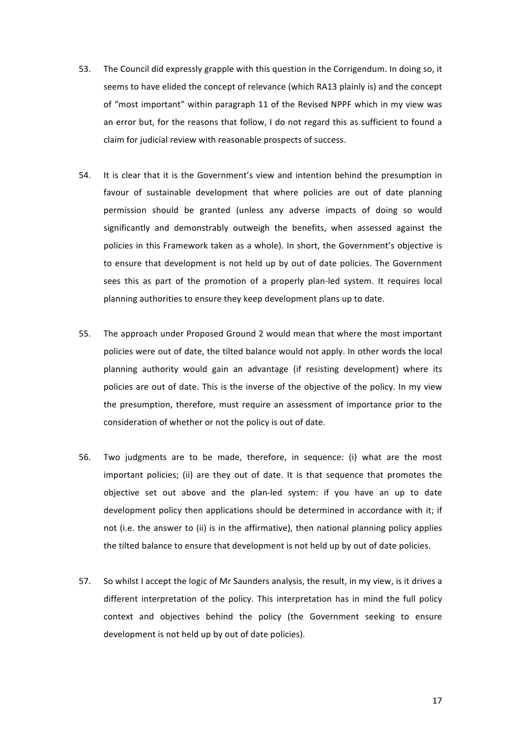53. The Council did expressly grapple with this question in the Corrigendum. In doing so, it seems to have elided the concept of relevance (which RA13 plainly is) and the concept of "most important" within paragraph 11 of the Revised NPPF which in my view was an error but, for the reasons that follow, I do not regard this as sufficient to found a claim for judicial review with reasonable prospects of success.

54. It is clear that it is the Government's view and intention behind the presumption in favour of sustainable development that where policies are out of date planning permission should be granted (unless any adverse impacts of doing so would significantly and demonstrably outweigh the benefits, when assessed against the policies in this Framework taken as a whole). In short, the Government's objective is to ensure that development is not held up by out of date policies. The Government sees this as part of the promotion of a properly plan-led system. It requires local planning authorities to ensure they keep development plans up to date.

55. The approach under Proposed Ground 2 would mean that where the most important policies were out of date, the tilted balance would not apply. In other words the local planning authority would gain an advantage (if resisting development) where its policies are out of date. This is the inverse of the objective of the policy. In my view the presumption, therefore, must require an assessment of importance prior to the consideration of whether or not the policy is out of date.

56. Two judgments are to be made, therefore, in sequence: (i) what are the most important policies; (ii) are they out of date. It is that sequence that promotes the objective set out above and the plan-led system: if you have an up to date development policy then applications should be determined in accordance with it; if not (i.e. the answer to (ii) is in the affirmative), then national planning policy applies the tilted balance to ensure that development is not held up by out of date policies.

57. So whilst I accept the logic of Mr Saunders analysis, the result, in my view, is it drives a different interpretation of the policy. This interpretation has in mind the full policy context and objectives behind the policy (the Government seeking to ensure development is not held up by out of date policies).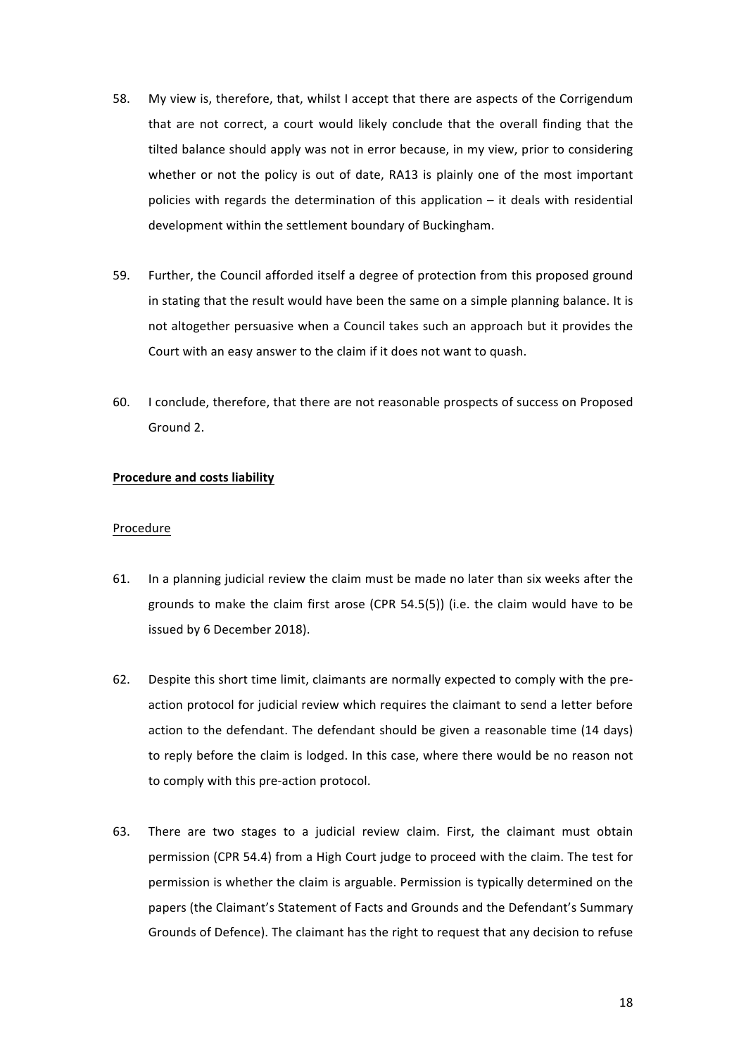58. My view is, therefore, that, whilst I accept that there are aspects of the Corrigendum that are not correct, a court would likely conclude that the overall finding that the tilted balance should apply was not in error because, in my view, prior to considering whether or not the policy is out of date, RA13 is plainly one of the most important policies with regards the determination of this application – it deals with residential development within the settlement boundary of Buckingham.

59. Further, the Council afforded itself a degree of protection from this proposed ground in stating that the result would have been the same on a simple planning balance. It is not altogether persuasive when a Council takes such an approach but it provides the Court with an easy answer to the claim if it does not want to quash.

60. I conclude, therefore, that there are not reasonable prospects of success on Proposed Ground 2.

**<u>Procedure and costs liability</u>**

<u>Procedure</u>

61. In a planning judicial review the claim must be made no later than six weeks after the grounds to make the claim first arose (CPR 54.5(5)) (i.e. the claim would have to be issued by 6 December 2018).

62. Despite this short time limit, claimants are normally expected to comply with the pre-action protocol for judicial review which requires the claimant to send a letter before action to the defendant. The defendant should be given a reasonable time (14 days) to reply before the claim is lodged. In this case, where there would be no reason not to comply with this pre-action protocol.

63. There are two stages to a judicial review claim. First, the claimant must obtain permission (CPR 54.4) from a High Court judge to proceed with the claim. The test for permission is whether the claim is arguable. Permission is typically determined on the papers (the Claimant's Statement of Facts and Grounds and the Defendant's Summary Grounds of Defence). The claimant has the right to request that any decision to refuse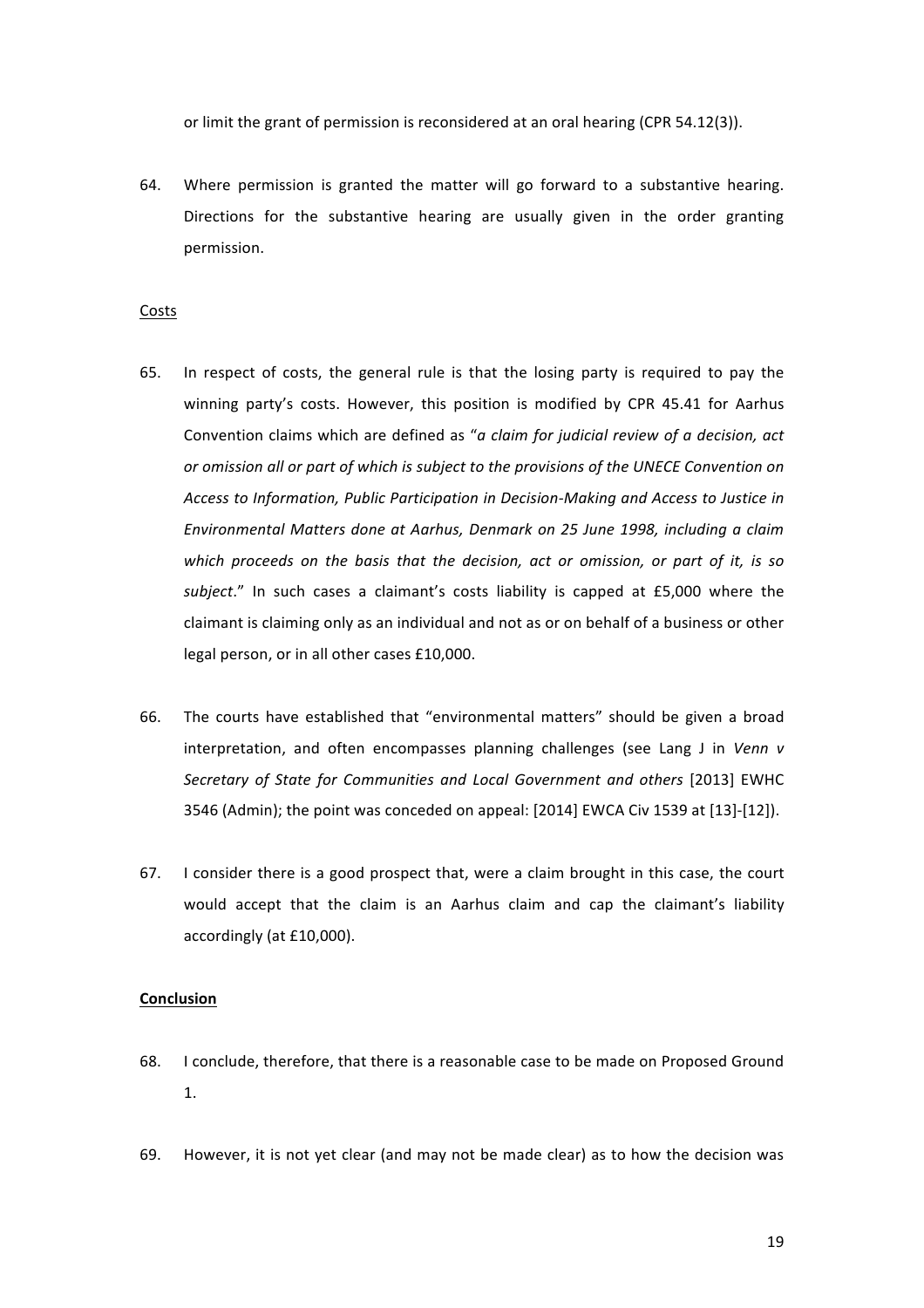or limit the grant of permission is reconsidered at an oral hearing (CPR 54.12(3)).

64. Where permission is granted the matter will go forward to a substantive hearing. Directions for the substantive hearing are usually given in the order granting permission.

Costs

65. In respect of costs, the general rule is that the losing party is required to pay the winning party's costs. However, this position is modified by CPR 45.41 for Aarhus Convention claims which are defined as "*a claim for judicial review of a decision, act or omission all or part of which is subject to the provisions of the UNECE Convention on Access to Information, Public Participation in Decision-Making and Access to Justice in Environmental Matters done at Aarhus, Denmark on 25 June 1998, including a claim which proceeds on the basis that the decision, act or omission, or part of it, is so subject*." In such cases a claimant's costs liability is capped at £5,000 where the claimant is claiming only as an individual and not as or on behalf of a business or other legal person, or in all other cases £10,000.

66. The courts have established that "environmental matters" should be given a broad interpretation, and often encompasses planning challenges (see Lang J in *Venn v Secretary of State for Communities and Local Government and others* [2013] EWHC 3546 (Admin); the point was conceded on appeal: [2014] EWCA Civ 1539 at [13]-[12]).

67. I consider there is a good prospect that, were a claim brought in this case, the court would accept that the claim is an Aarhus claim and cap the claimant's liability accordingly (at £10,000).

**Conclusion**

68. I conclude, therefore, that there is a reasonable case to be made on Proposed Ground 1.

69. However, it is not yet clear (and may not be made clear) as to how the decision was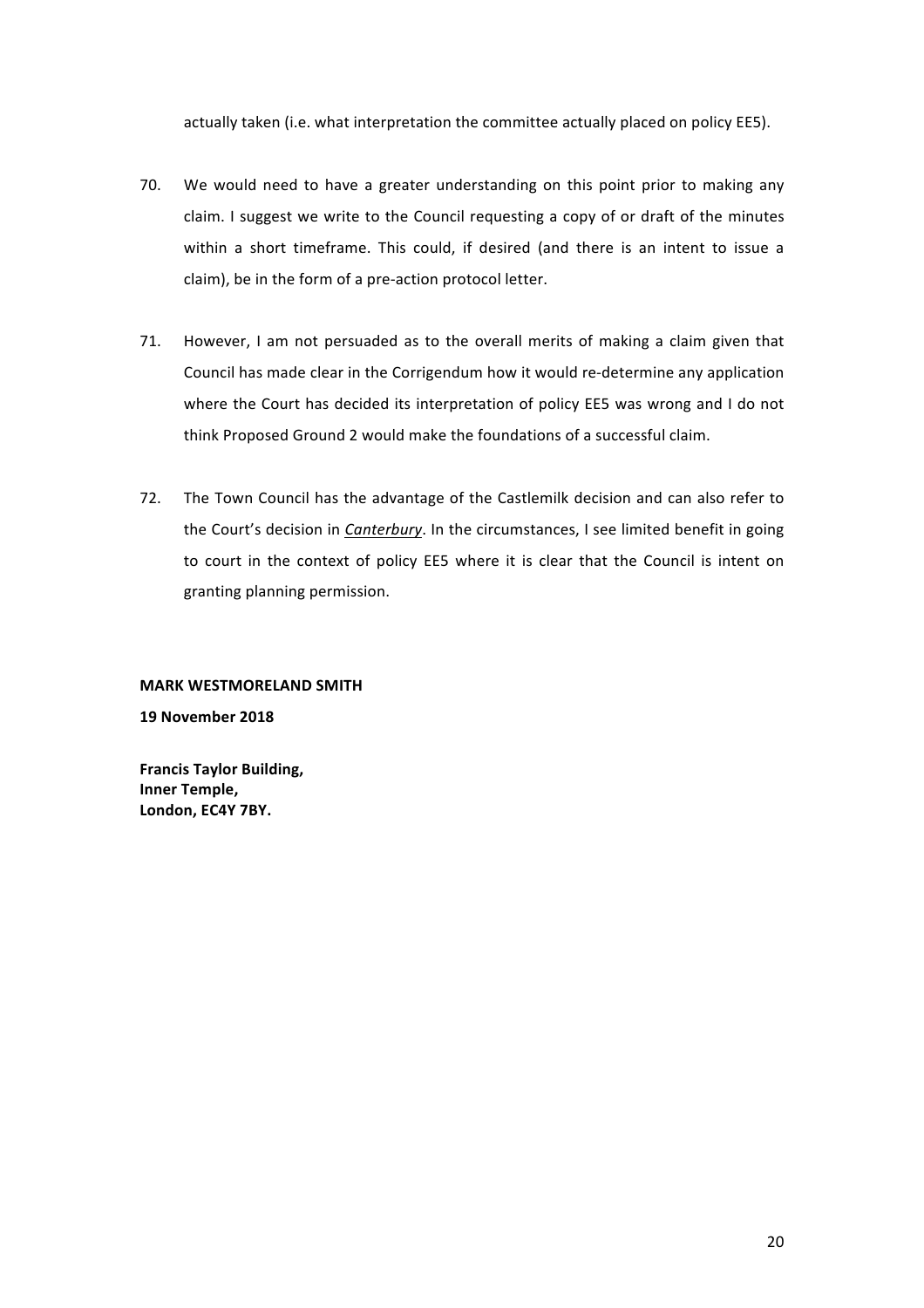actually taken (i.e. what interpretation the committee actually placed on policy EE5).

70. We would need to have a greater understanding on this point prior to making any claim. I suggest we write to the Council requesting a copy of or draft of the minutes within a short timeframe. This could, if desired (and there is an intent to issue a claim), be in the form of a pre-action protocol letter.

71. However, I am not persuaded as to the overall merits of making a claim given that Council has made clear in the Corrigendum how it would re-determine any application where the Court has decided its interpretation of policy EE5 was wrong and I do not think Proposed Ground 2 would make the foundations of a successful claim.

72. The Town Council has the advantage of the Castlemilk decision and can also refer to the Court's decision in ***Canterbury***. In the circumstances, I see limited benefit in going to court in the context of policy EE5 where it is clear that the Council is intent on granting planning permission.

**MARK WESTMORELAND SMITH**

**19 November 2018**

**Francis Taylor Building,**
**Inner Temple,**
**London, EC4Y 7BY.**